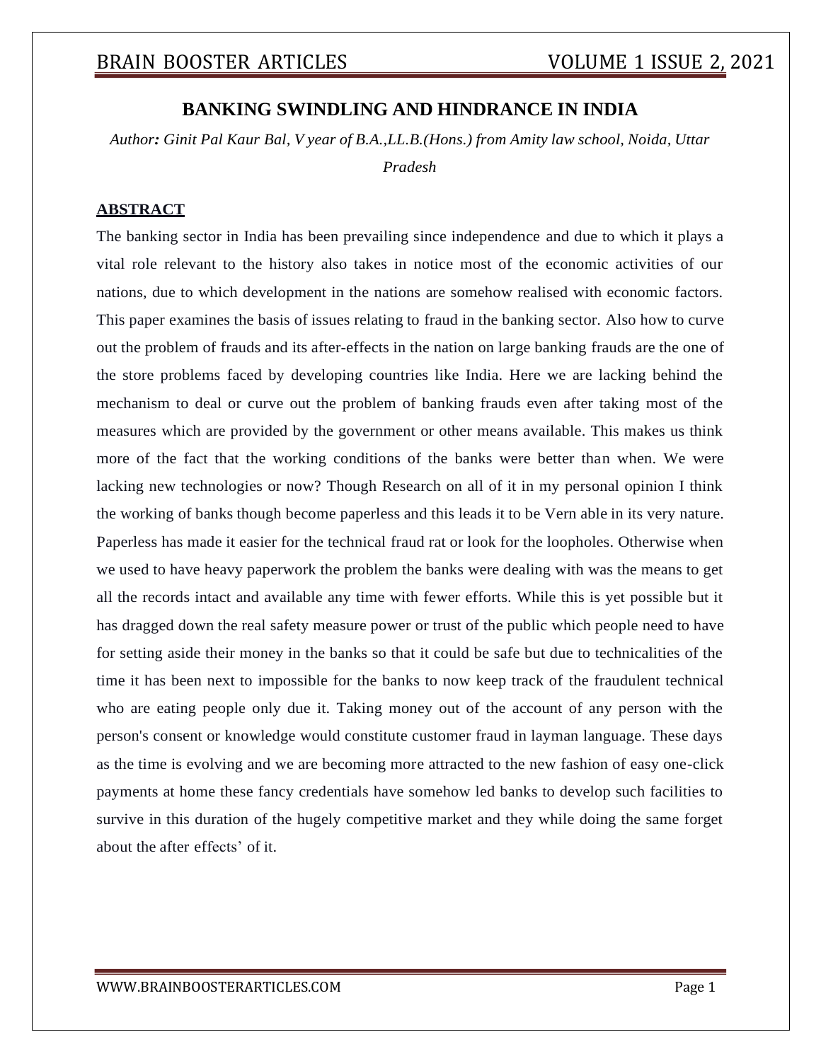# BANKING SWINDLING AND HINDRANCE IN INDIA

*Author**:** Ginit Pal Kaur Bal, V year of B.A.,LL.B.(Hons.) from Amity law school, Noida, Uttar Pradesh*

## ABSTRACT

The banking sector in India has been prevailing since independence and due to which it plays a vital role relevant to the history also takes in notice most of the economic activities of our nations, due to which development in the nations are somehow realised with economic factors. This paper examines the basis of issues relating to fraud in the banking sector. Also how to curve out the problem of frauds and its after-effects in the nation on large banking frauds are the one of the store problems faced by developing countries like India. Here we are lacking behind the mechanism to deal or curve out the problem of banking frauds even after taking most of the measures which are provided by the government or other means available. This makes us think more of the fact that the working conditions of the banks were better than when. We were lacking new technologies or now? Though Research on all of it in my personal opinion I think the working of banks though become paperless and this leads it to be Vern able in its very nature. Paperless has made it easier for the technical fraud rat or look for the loopholes. Otherwise when we used to have heavy paperwork the problem the banks were dealing with was the means to get all the records intact and available any time with fewer efforts. While this is yet possible but it has dragged down the real safety measure power or trust of the public which people need to have for setting aside their money in the banks so that it could be safe but due to technicalities of the time it has been next to impossible for the banks to now keep track of the fraudulent technical who are eating people only due it. Taking money out of the account of any person with the person's consent or knowledge would constitute customer fraud in layman language. These days as the time is evolving and we are becoming more attracted to the new fashion of easy one-click payments at home these fancy credentials have somehow led banks to develop such facilities to survive in this duration of the hugely competitive market and they while doing the same forget about the after effects' of it.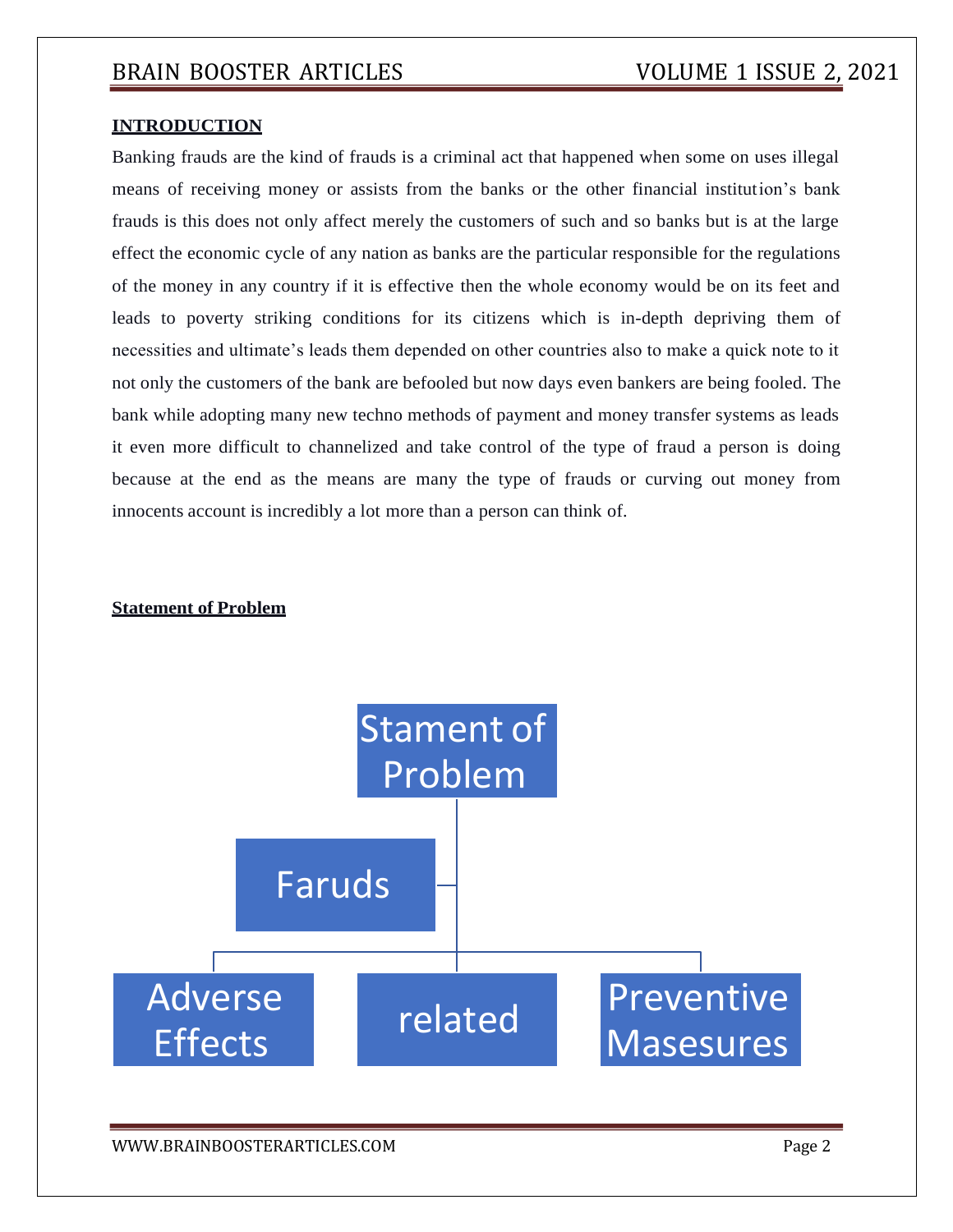## INTRODUCTION

Banking frauds are the kind of frauds is a criminal act that happened when some on uses illegal means of receiving money or assists from the banks or the other financial institution's bank frauds is this does not only affect merely the customers of such and so banks but is at the large effect the economic cycle of any nation as banks are the particular responsible for the regulations of the money in any country if it is effective then the whole economy would be on its feet and leads to poverty striking conditions for its citizens which is in-depth depriving them of necessities and ultimate's leads them depended on other countries also to make a quick note to it not only the customers of the bank are befooled but now days even bankers are being fooled. The bank while adopting many new techno methods of payment and money transfer systems as leads it even more difficult to channelized and take control of the type of fraud a person is doing because at the end as the means are many the type of frauds or curving out money from innocents account is incredibly a lot more than a person can think of.

## Statement of Problem

Stament of Problem

- Faruds
- Adverse Effects
- related
- Preventive Masesures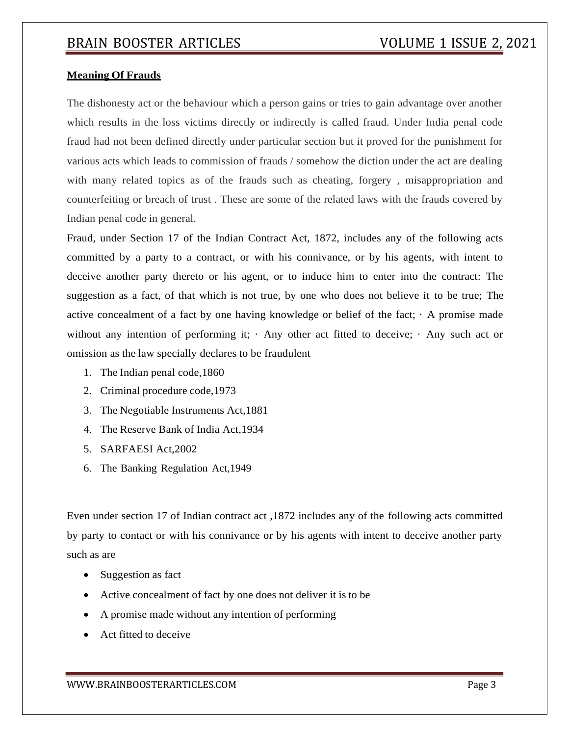**Meaning Of Frauds**

The dishonesty act or the behaviour which a person gains or tries to gain advantage over another which results in the loss victims directly or indirectly is called fraud. Under India penal code fraud had not been defined directly under particular section but it proved for the punishment for various acts which leads to commission of frauds / somehow the diction under the act are dealing with many related topics as of the frauds such as cheating, forgery , misappropriation and counterfeiting or breach of trust . These are some of the related laws with the frauds covered by Indian penal code in general.

Fraud, under Section 17 of the Indian Contract Act, 1872, includes any of the following acts committed by a party to a contract, or with his connivance, or by his agents, with intent to deceive another party thereto or his agent, or to induce him to enter into the contract: The suggestion as a fact, of that which is not true, by one who does not believe it to be true; The active concealment of a fact by one having knowledge or belief of the fact; · A promise made without any intention of performing it; · Any other act fitted to deceive; · Any such act or omission as the law specially declares to be fraudulent

1. The Indian penal code,1860
2. Criminal procedure code,1973
3. The Negotiable Instruments Act,1881
4. The Reserve Bank of India Act,1934
5. SARFAESI Act,2002
6. The Banking Regulation Act,1949

Even under section 17 of Indian contract act ,1872 includes any of the following acts committed by party to contact or with his connivance or by his agents with intent to deceive another party such as are

- Suggestion as fact
- Active concealment of fact by one does not deliver it is to be
- A promise made without any intention of performing
- Act fitted to deceive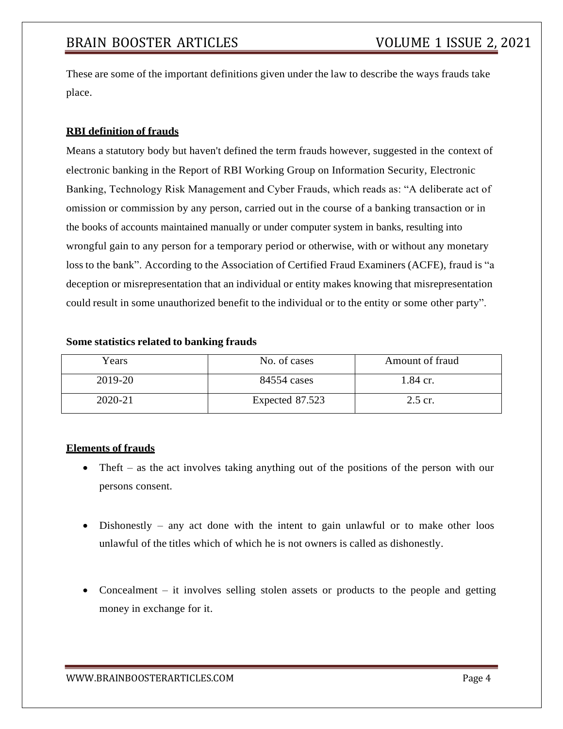These are some of the important definitions given under the law to describe the ways frauds take place.

**RBI definition of frauds**

Means a statutory body but haven't defined the term frauds however, suggested in the context of electronic banking in the Report of RBI Working Group on Information Security, Electronic Banking, Technology Risk Management and Cyber Frauds, which reads as: "A deliberate act of omission or commission by any person, carried out in the course of a banking transaction or in the books of accounts maintained manually or under computer system in banks, resulting into wrongful gain to any person for a temporary period or otherwise, with or without any monetary loss to the bank". According to the Association of Certified Fraud Examiners (ACFE), fraud is "a deception or misrepresentation that an individual or entity makes knowing that misrepresentation could result in some unauthorized benefit to the individual or to the entity or some other party".

**Some statistics related to banking frauds**

| Years | No. of cases | Amount of fraud |
|---|---|---|
| 2019-20 | 84554 cases | 1.84 cr. |
| 2020-21 | Expected 87.523 | 2.5 cr. |

**Elements of frauds**

- Theft – as the act involves taking anything out of the positions of the person with our persons consent.

- Dishonestly – any act done with the intent to gain unlawful or to make other loos unlawful of the titles which of which he is not owners is called as dishonestly.

- Concealment – it involves selling stolen assets or products to the people and getting money in exchange for it.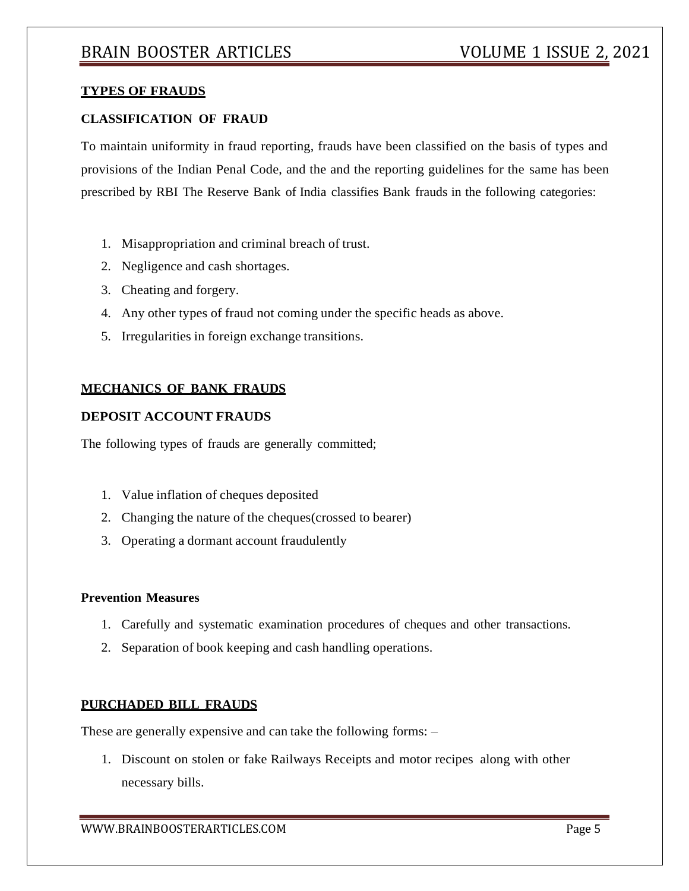## TYPES OF FRAUDS

### CLASSIFICATION OF FRAUD

To maintain uniformity in fraud reporting, frauds have been classified on the basis of types and provisions of the Indian Penal Code, and the and the reporting guidelines for the same has been prescribed by RBI The Reserve Bank of India classifies Bank frauds in the following categories:

1. Misappropriation and criminal breach of trust.
2. Negligence and cash shortages.
3. Cheating and forgery.
4. Any other types of fraud not coming under the specific heads as above.
5. Irregularities in foreign exchange transitions.

## MECHANICS OF BANK FRAUDS

### DEPOSIT ACCOUNT FRAUDS

The following types of frauds are generally committed;

1. Value inflation of cheques deposited
2. Changing the nature of the cheques(crossed to bearer)
3. Operating a dormant account fraudulently

**Prevention Measures**

1. Carefully and systematic examination procedures of cheques and other transactions.
2. Separation of book keeping and cash handling operations.

## PURCHADED BILL FRAUDS

These are generally expensive and can take the following forms: –

1. Discount on stolen or fake Railways Receipts and motor recipes along with other necessary bills.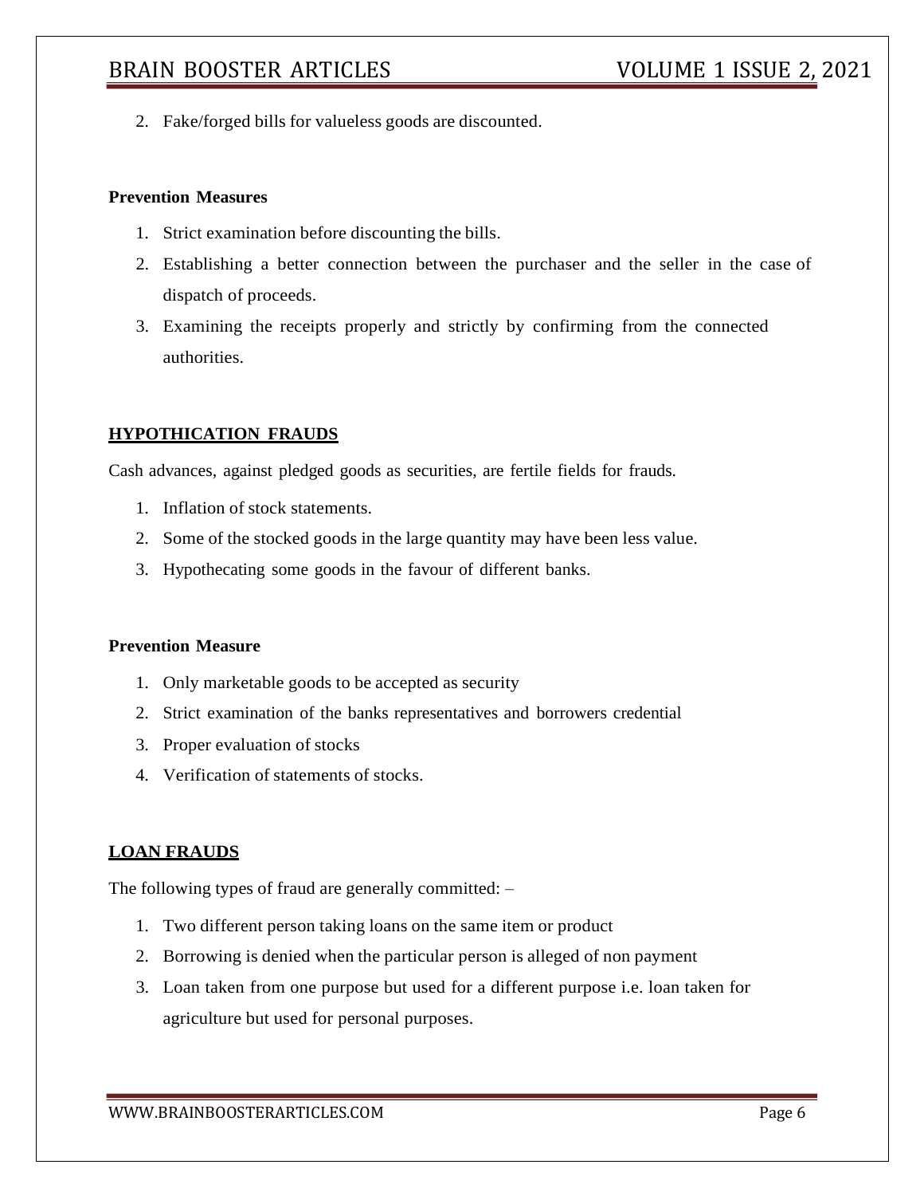2. Fake/forged bills for valueless goods are discounted.

**Prevention Measures**

1. Strict examination before discounting the bills.
2. Establishing a better connection between the purchaser and the seller in the case of dispatch of proceeds.
3. Examining the receipts properly and strictly by confirming from the connected authorities.

## HYPOTHICATION FRAUDS

Cash advances, against pledged goods as securities, are fertile fields for frauds.

1. Inflation of stock statements.
2. Some of the stocked goods in the large quantity may have been less value.
3. Hypothecating some goods in the favour of different banks.

**Prevention Measure**

1. Only marketable goods to be accepted as security
2. Strict examination of the banks representatives and borrowers credential
3. Proper evaluation of stocks
4. Verification of statements of stocks.

## LOAN FRAUDS

The following types of fraud are generally committed: –

1. Two different person taking loans on the same item or product
2. Borrowing is denied when the particular person is alleged of non payment
3. Loan taken from one purpose but used for a different purpose i.e. loan taken for agriculture but used for personal purposes.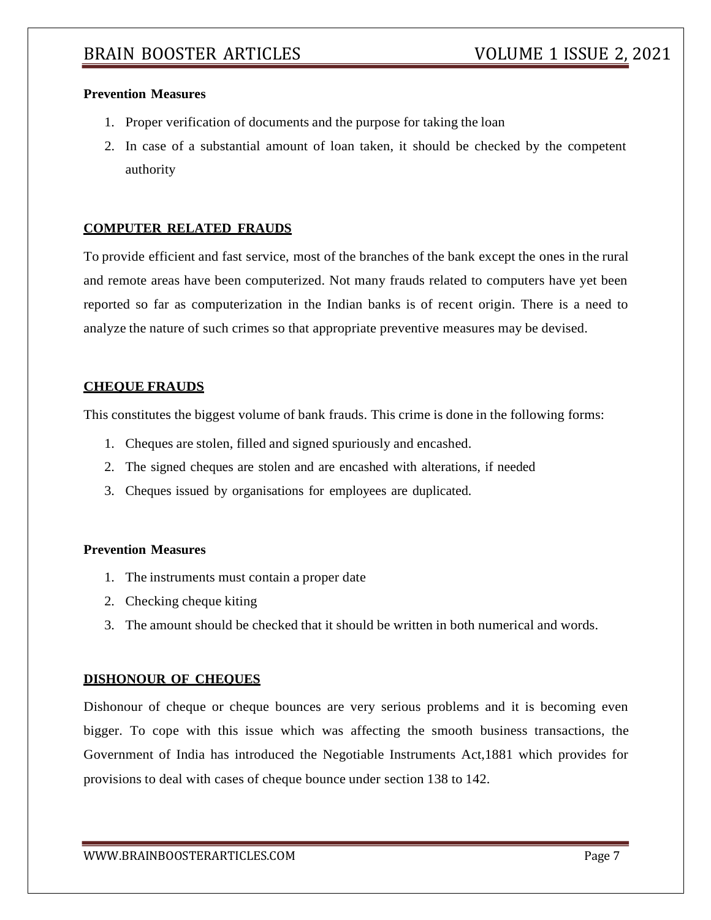**Prevention Measures**

1. Proper verification of documents and the purpose for taking the loan
2. In case of a substantial amount of loan taken, it should be checked by the competent authority

## COMPUTER RELATED FRAUDS

To provide efficient and fast service, most of the branches of the bank except the ones in the rural and remote areas have been computerized. Not many frauds related to computers have yet been reported so far as computerization in the Indian banks is of recent origin. There is a need to analyze the nature of such crimes so that appropriate preventive measures may be devised.

## CHEQUE FRAUDS

This constitutes the biggest volume of bank frauds. This crime is done in the following forms:

1. Cheques are stolen, filled and signed spuriously and encashed.
2. The signed cheques are stolen and are encashed with alterations, if needed
3. Cheques issued by organisations for employees are duplicated.

**Prevention Measures**

1. The instruments must contain a proper date
2. Checking cheque kiting
3. The amount should be checked that it should be written in both numerical and words.

## DISHONOUR OF CHEQUES

Dishonour of cheque or cheque bounces are very serious problems and it is becoming even bigger. To cope with this issue which was affecting the smooth business transactions, the Government of India has introduced the Negotiable Instruments Act,1881 which provides for provisions to deal with cases of cheque bounce under section 138 to 142.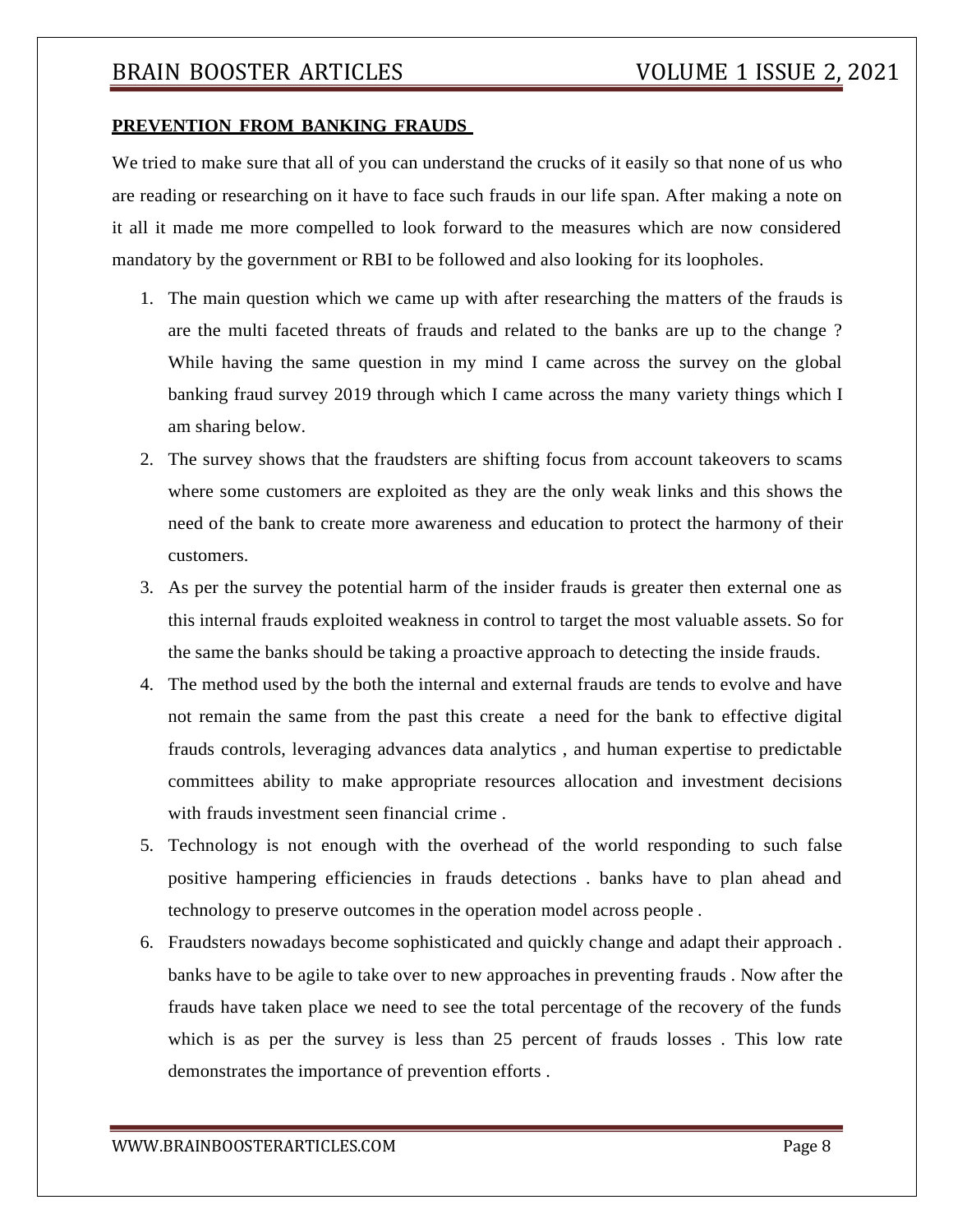**PREVENTION FROM BANKING FRAUDS**

We tried to make sure that all of you can understand the crucks of it easily so that none of us who are reading or researching on it have to face such frauds in our life span. After making a note on it all it made me more compelled to look forward to the measures which are now considered mandatory by the government or RBI to be followed and also looking for its loopholes.

1. The main question which we came up with after researching the matters of the frauds is are the multi faceted threats of frauds and related to the banks are up to the change ? While having the same question in my mind I came across the survey on the global banking fraud survey 2019 through which I came across the many variety things which I am sharing below.
2. The survey shows that the fraudsters are shifting focus from account takeovers to scams where some customers are exploited as they are the only weak links and this shows the need of the bank to create more awareness and education to protect the harmony of their customers.
3. As per the survey the potential harm of the insider frauds is greater then external one as this internal frauds exploited weakness in control to target the most valuable assets. So for the same the banks should be taking a proactive approach to detecting the inside frauds.
4. The method used by the both the internal and external frauds are tends to evolve and have not remain the same from the past this create a need for the bank to effective digital frauds controls, leveraging advances data analytics , and human expertise to predictable committees ability to make appropriate resources allocation and investment decisions with frauds investment seen financial crime .
5. Technology is not enough with the overhead of the world responding to such false positive hampering efficiencies in frauds detections . banks have to plan ahead and technology to preserve outcomes in the operation model across people .
6. Fraudsters nowadays become sophisticated and quickly change and adapt their approach . banks have to be agile to take over to new approaches in preventing frauds . Now after the frauds have taken place we need to see the total percentage of the recovery of the funds which is as per the survey is less than 25 percent of frauds losses . This low rate demonstrates the importance of prevention efforts .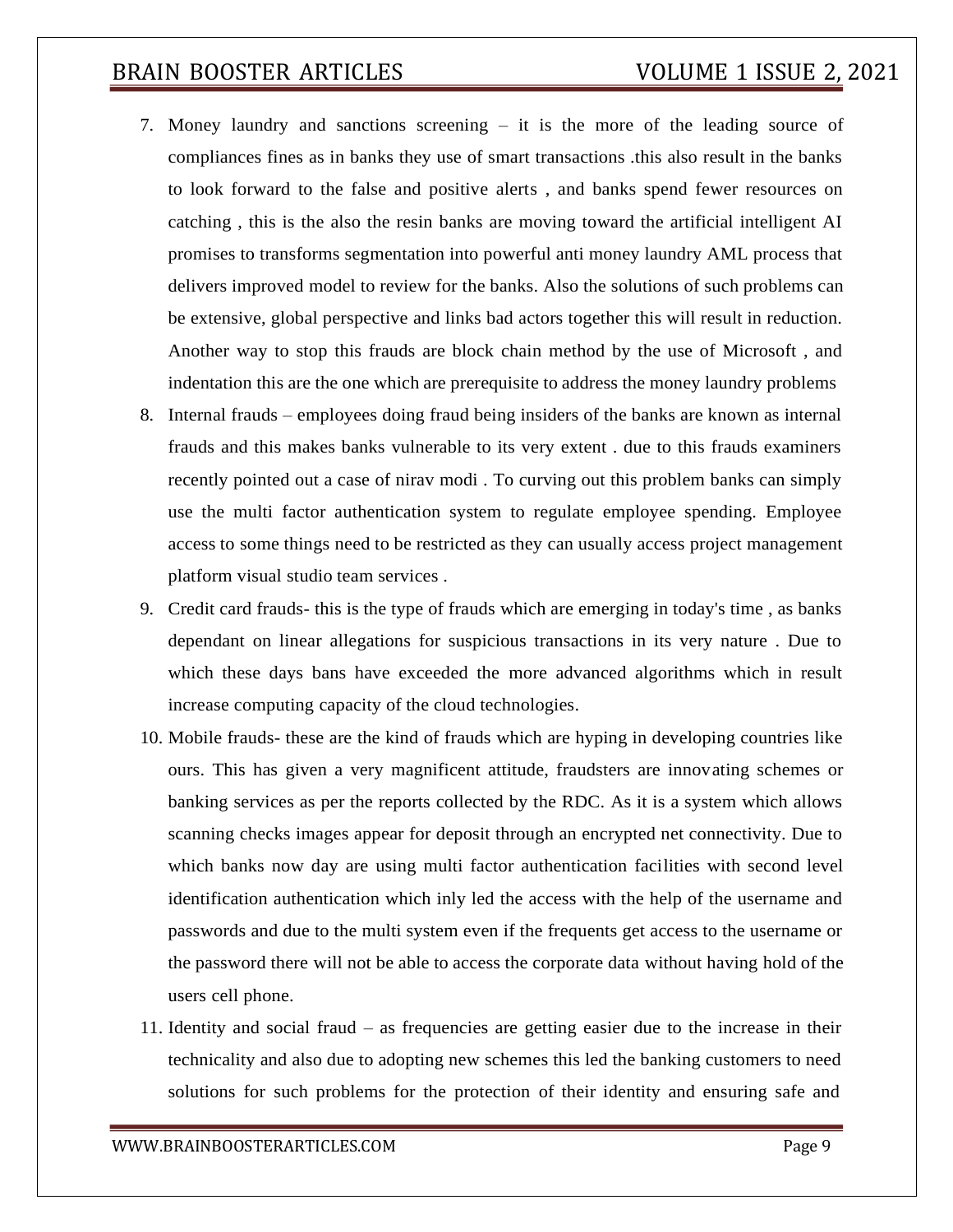7. Money laundry and sanctions screening – it is the more of the leading source of compliances fines as in banks they use of smart transactions .this also result in the banks to look forward to the false and positive alerts , and banks spend fewer resources on catching , this is the also the resin banks are moving toward the artificial intelligent AI promises to transforms segmentation into powerful anti money laundry AML process that delivers improved model to review for the banks. Also the solutions of such problems can be extensive, global perspective and links bad actors together this will result in reduction. Another way to stop this frauds are block chain method by the use of Microsoft , and indentation this are the one which are prerequisite to address the money laundry problems
8. Internal frauds – employees doing fraud being insiders of the banks are known as internal frauds and this makes banks vulnerable to its very extent . due to this frauds examiners recently pointed out a case of nirav modi . To curving out this problem banks can simply use the multi factor authentication system to regulate employee spending. Employee access to some things need to be restricted as they can usually access project management platform visual studio team services .
9. Credit card frauds- this is the type of frauds which are emerging in today's time , as banks dependant on linear allegations for suspicious transactions in its very nature . Due to which these days bans have exceeded the more advanced algorithms which in result increase computing capacity of the cloud technologies.
10. Mobile frauds- these are the kind of frauds which are hyping in developing countries like ours. This has given a very magnificent attitude, fraudsters are innovating schemes or banking services as per the reports collected by the RDC. As it is a system which allows scanning checks images appear for deposit through an encrypted net connectivity. Due to which banks now day are using multi factor authentication facilities with second level identification authentication which inly led the access with the help of the username and passwords and due to the multi system even if the frequents get access to the username or the password there will not be able to access the corporate data without having hold of the users cell phone.
11. Identity and social fraud – as frequencies are getting easier due to the increase in their technicality and also due to adopting new schemes this led the banking customers to need solutions for such problems for the protection of their identity and ensuring safe and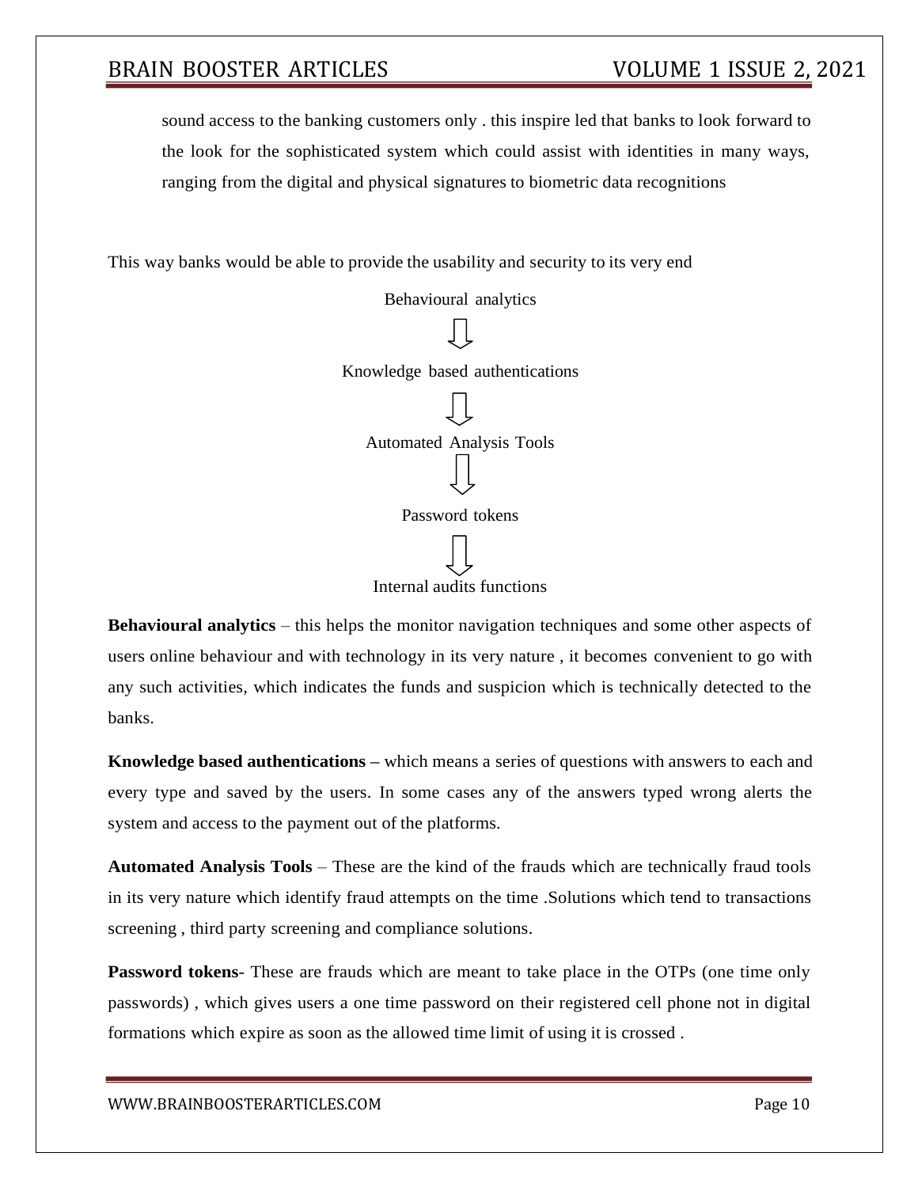sound access to the banking customers only . this inspire led that banks to look forward to the look for the sophisticated system which could assist with identities in many ways, ranging from the digital and physical signatures to biometric data recognitions

This way banks would be able to provide the usability and security to its very end

Behavioural analytics

⇓

Knowledge based authentications

⇓

Automated Analysis Tools

⇓

Password tokens

⇓

Internal audits functions

**Behavioural analytics** – this helps the monitor navigation techniques and some other aspects of users online behaviour and with technology in its very nature , it becomes convenient to go with any such activities, which indicates the funds and suspicion which is technically detected to the banks.

**Knowledge based authentications –** which means a series of questions with answers to each and every type and saved by the users. In some cases any of the answers typed wrong alerts the system and access to the payment out of the platforms.

**Automated Analysis Tools** – These are the kind of the frauds which are technically fraud tools in its very nature which identify fraud attempts on the time .Solutions which tend to transactions screening , third party screening and compliance solutions.

**Password tokens**- These are frauds which are meant to take place in the OTPs (one time only passwords) , which gives users a one time password on their registered cell phone not in digital formations which expire as soon as the allowed time limit of using it is crossed .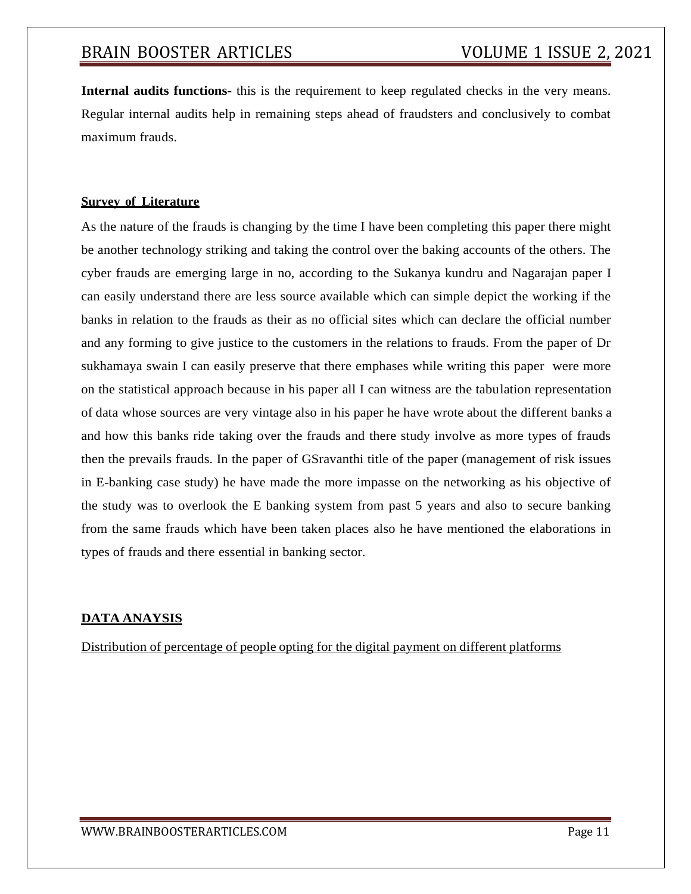**Internal audits functions-** this is the requirement to keep regulated checks in the very means. Regular internal audits help in remaining steps ahead of fraudsters and conclusively to combat maximum frauds.

## Survey of Literature

As the nature of the frauds is changing by the time I have been completing this paper there might be another technology striking and taking the control over the baking accounts of the others. The cyber frauds are emerging large in no, according to the Sukanya kundru and Nagarajan paper I can easily understand there are less source available which can simple depict the working if the banks in relation to the frauds as their as no official sites which can declare the official number and any forming to give justice to the customers in the relations to frauds. From the paper of Dr sukhamaya swain I can easily preserve that there emphases while writing this paper were more on the statistical approach because in his paper all I can witness are the tabulation representation of data whose sources are very vintage also in his paper he have wrote about the different banks a and how this banks ride taking over the frauds and there study involve as more types of frauds then the prevails frauds. In the paper of GSravanthi title of the paper (management of risk issues in E-banking case study) he have made the more impasse on the networking as his objective of the study was to overlook the E banking system from past 5 years and also to secure banking from the same frauds which have been taken places also he have mentioned the elaborations in types of frauds and there essential in banking sector.

## DATA ANAYSIS

Distribution of percentage of people opting for the digital payment on different platforms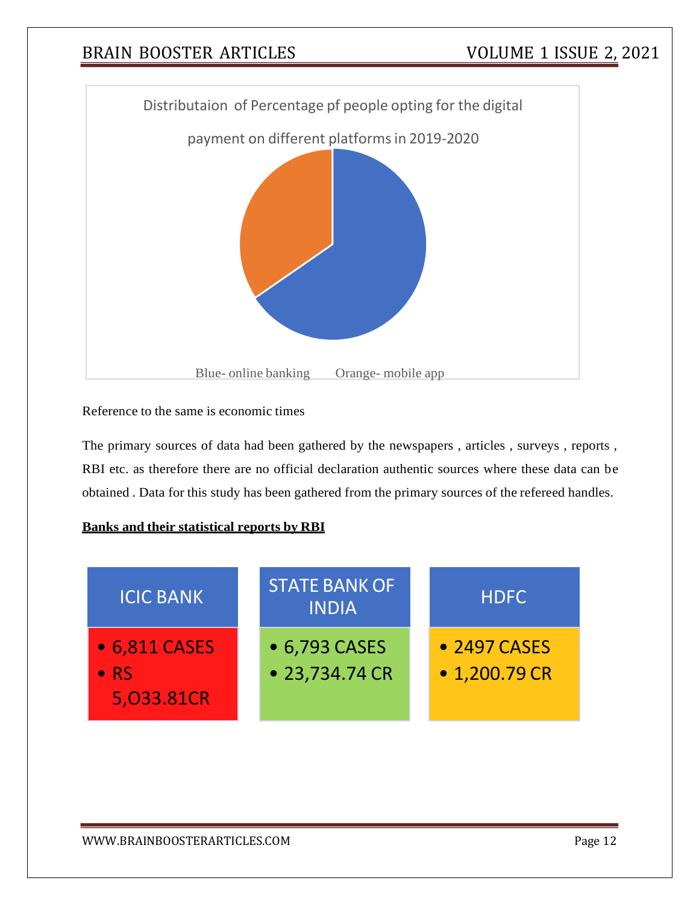Distributaion of Percentage pf people opting for the digital payment on different platforms in 2019-2020

Blue- online banking Orange- mobile app

Reference to the same is economic times

The primary sources of data had been gathered by the newspapers , articles , surveys , reports , RBI etc. as therefore there are no official declaration authentic sources where these data can be obtained . Data for this study has been gathered from the primary sources of the refereed handles.

**Banks and their statistical reports by RBI**

| ICIC BANK | STATE BANK OF INDIA | HDFC |
|---|---|---|
| • 6,811 CASES<br>• RS 5,O33.81CR | • 6,793 CASES<br>• 23,734.74 CR | • 2497 CASES<br>• 1,200.79 CR |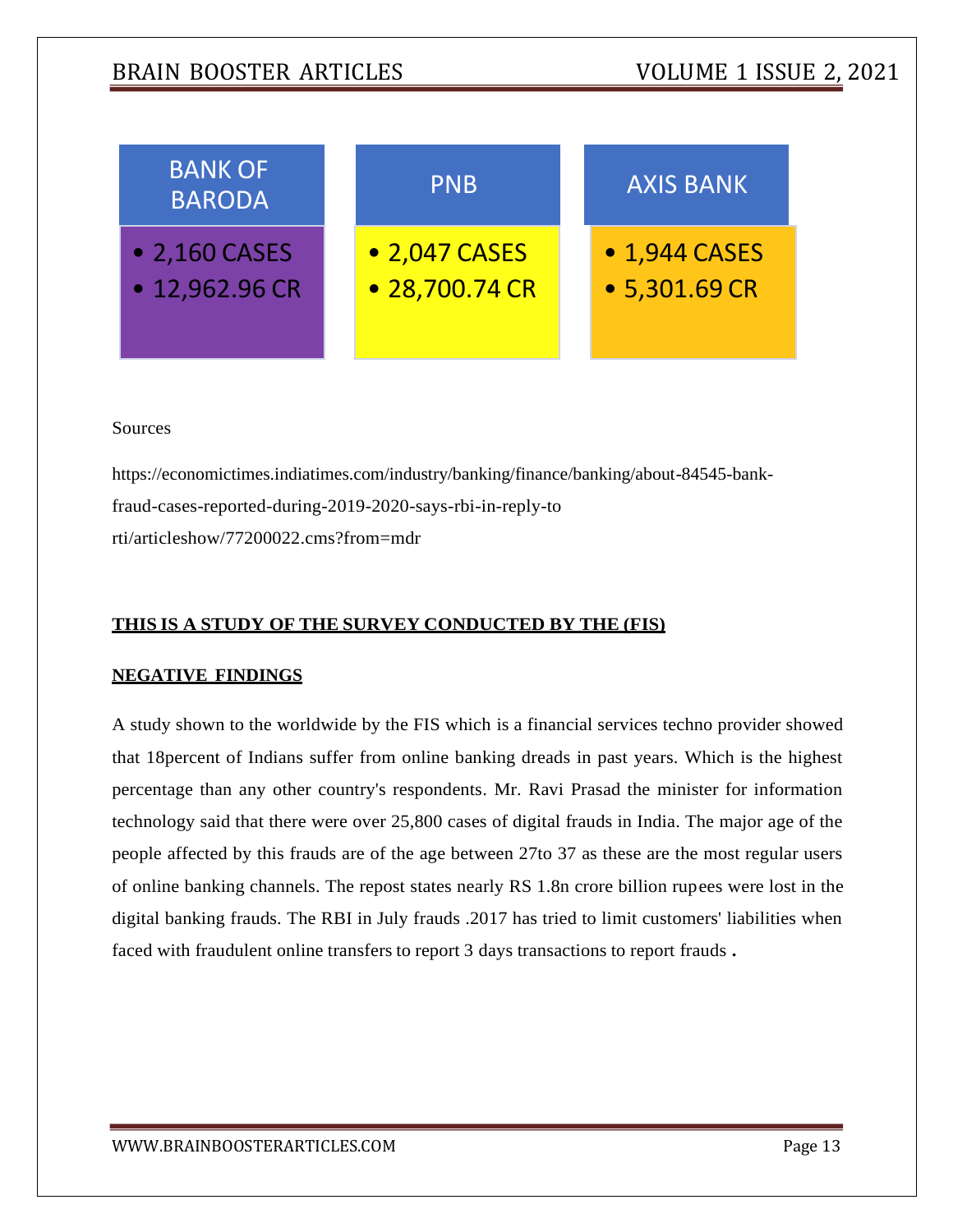| BANK OF BARODA | PNB | AXIS BANK |
|---|---|---|
| • 2,160 CASES<br>• 12,962.96 CR | • 2,047 CASES<br>• 28,700.74 CR | • 1,944 CASES<br>• 5,301.69 CR |

Sources

https://economictimes.indiatimes.com/industry/banking/finance/banking/about-84545-bank-fraud-cases-reported-during-2019-2020-says-rbi-in-reply-to rti/articleshow/77200022.cms?from=mdr

**THIS IS A STUDY OF THE SURVEY CONDUCTED BY THE (FIS)**

**NEGATIVE FINDINGS**

A study shown to the worldwide by the FIS which is a financial services techno provider showed that 18percent of Indians suffer from online banking dreads in past years. Which is the highest percentage than any other country's respondents. Mr. Ravi Prasad the minister for information technology said that there were over 25,800 cases of digital frauds in India. The major age of the people affected by this frauds are of the age between 27to 37 as these are the most regular users of online banking channels. The repost states nearly RS 1.8n crore billion rupees were lost in the digital banking frauds. The RBI in July frauds .2017 has tried to limit customers' liabilities when faced with fraudulent online transfers to report 3 days transactions to report frauds **.**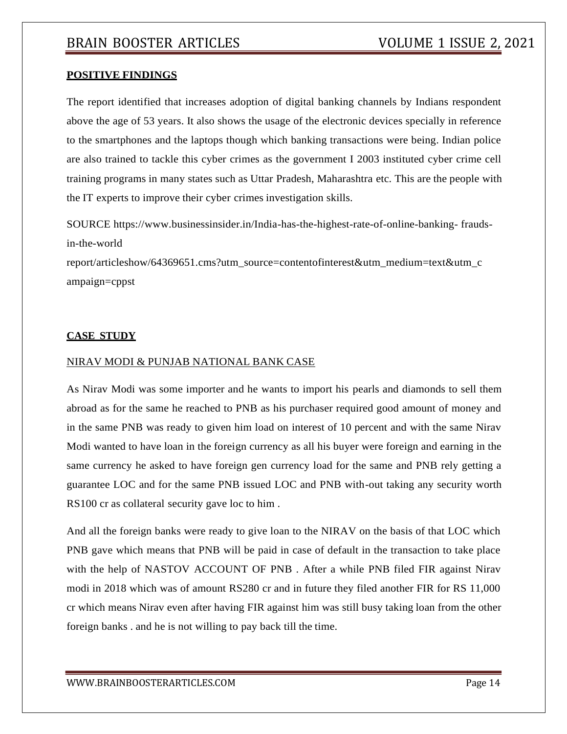**POSITIVE FINDINGS**

The report identified that increases adoption of digital banking channels by Indians respondent above the age of 53 years. It also shows the usage of the electronic devices specially in reference to the smartphones and the laptops though which banking transactions were being. Indian police are also trained to tackle this cyber crimes as the government I 2003 instituted cyber crime cell training programs in many states such as Uttar Pradesh, Maharashtra etc. This are the people with the IT experts to improve their cyber crimes investigation skills.

SOURCE https://www.businessinsider.in/India-has-the-highest-rate-of-online-banking- frauds-in-the-world report/articleshow/64369651.cms?utm_source=contentofinterest&utm_medium=text&utm_campaign=cppst

**CASE STUDY**

NIRAV MODI & PUNJAB NATIONAL BANK CASE

As Nirav Modi was some importer and he wants to import his pearls and diamonds to sell them abroad as for the same he reached to PNB as his purchaser required good amount of money and in the same PNB was ready to given him load on interest of 10 percent and with the same Nirav Modi wanted to have loan in the foreign currency as all his buyer were foreign and earning in the same currency he asked to have foreign gen currency load for the same and PNB rely getting a guarantee LOC and for the same PNB issued LOC and PNB with-out taking any security worth RS100 cr as collateral security gave loc to him .

And all the foreign banks were ready to give loan to the NIRAV on the basis of that LOC which PNB gave which means that PNB will be paid in case of default in the transaction to take place with the help of NASTOV ACCOUNT OF PNB . After a while PNB filed FIR against Nirav modi in 2018 which was of amount RS280 cr and in future they filed another FIR for RS 11,000 cr which means Nirav even after having FIR against him was still busy taking loan from the other foreign banks . and he is not willing to pay back till the time.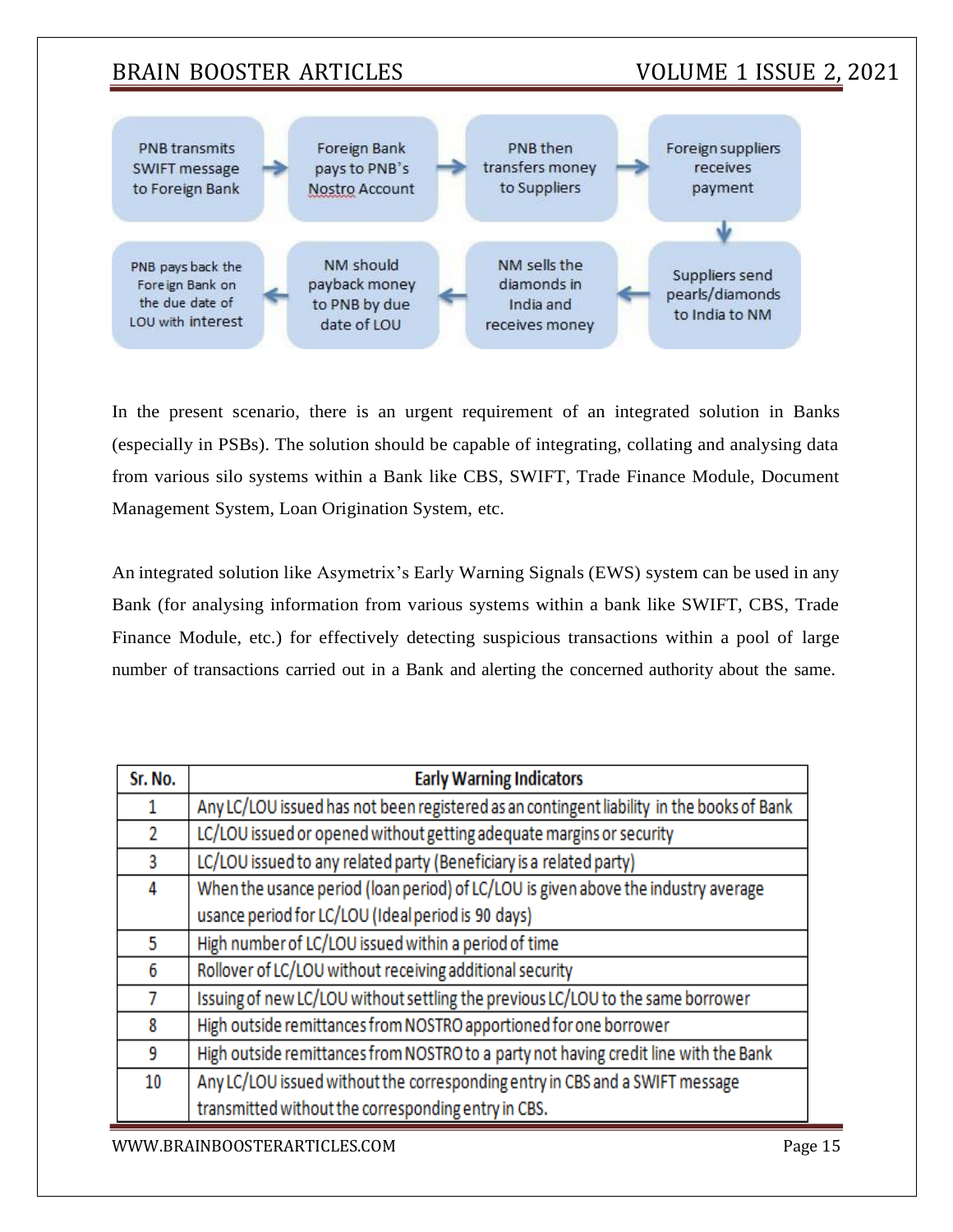PNB transmits SWIFT message to Foreign Bank → Foreign Bank pays to PNB's Nostro Account → PNB then transfers money to Suppliers → Foreign suppliers receives payment → Suppliers send pearls/diamonds to India to NM → NM sells the diamonds in India and receives money → NM should payback money to PNB by due date of LOU → PNB pays back the Foreign Bank on the due date of LOU with interest

In the present scenario, there is an urgent requirement of an integrated solution in Banks (especially in PSBs). The solution should be capable of integrating, collating and analysing data from various silo systems within a Bank like CBS, SWIFT, Trade Finance Module, Document Management System, Loan Origination System, etc.

An integrated solution like Asymetrix's Early Warning Signals (EWS) system can be used in any Bank (for analysing information from various systems within a bank like SWIFT, CBS, Trade Finance Module, etc.) for effectively detecting suspicious transactions within a pool of large number of transactions carried out in a Bank and alerting the concerned authority about the same.

| Sr. No. | Early Warning Indicators |
|---|---|
| 1 | Any LC/LOU issued has not been registered as an contingent liability in the books of Bank |
| 2 | LC/LOU issued or opened without getting adequate margins or security |
| 3 | LC/LOU issued to any related party (Beneficiary is a related party) |
| 4 | When the usance period (loan period) of LC/LOU is given above the industry average usance period for LC/LOU (Ideal period is 90 days) |
| 5 | High number of LC/LOU issued within a period of time |
| 6 | Rollover of LC/LOU without receiving additional security |
| 7 | Issuing of new LC/LOU without settling the previous LC/LOU to the same borrower |
| 8 | High outside remittances from NOSTRO apportioned for one borrower |
| 9 | High outside remittances from NOSTRO to a party not having credit line with the Bank |
| 10 | Any LC/LOU issued without the corresponding entry in CBS and a SWIFT message transmitted without the corresponding entry in CBS. |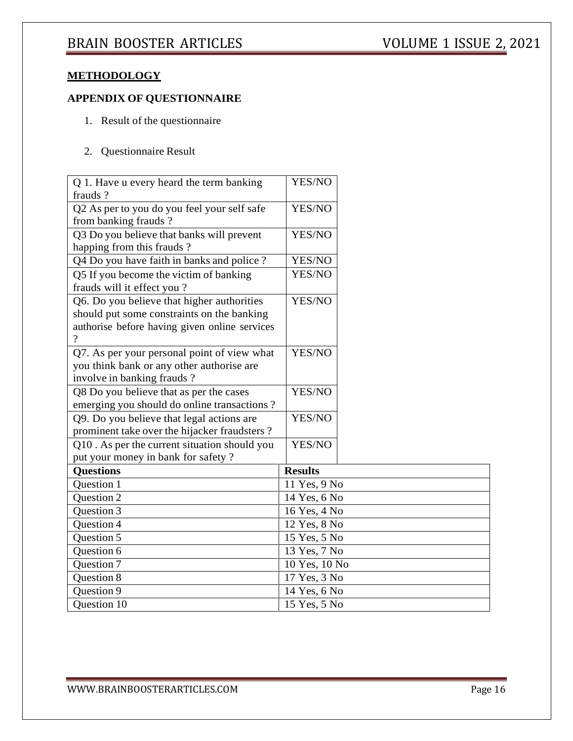## METHODOLOGY

**APPENDIX OF QUESTIONNAIRE**

1. Result of the questionnaire

2. Questionnaire Result

| Question | Answer |
|---|---|
| Q 1. Have u every heard the term banking frauds ? | YES/NO |
| Q2 As per to you do you feel your self safe from banking frauds ? | YES/NO |
| Q3 Do you believe that banks will prevent happing from this frauds ? | YES/NO |
| Q4 Do you have faith in banks and police ? | YES/NO |
| Q5 If you become the victim of banking frauds will it effect you ? | YES/NO |
| Q6. Do you believe that higher authorities should put some constraints on the banking authorise before having given online services ? | YES/NO |
| Q7. As per your personal point of view what you think bank or any other authorise are involve in banking frauds ? | YES/NO |
| Q8 Do you believe that as per the cases emerging you should do online transactions ? | YES/NO |
| Q9. Do you believe that legal actions are prominent take over the hijacker fraudsters ? | YES/NO |
| Q10 . As per the current situation should you put your money in bank for safety ? | YES/NO |

| **Questions** | **Results** |
|---|---|
| Question 1 | 11 Yes, 9 No |
| Question 2 | 14 Yes, 6 No |
| Question 3 | 16 Yes, 4 No |
| Question 4 | 12 Yes, 8 No |
| Question 5 | 15 Yes, 5 No |
| Question 6 | 13 Yes, 7 No |
| Question 7 | 10 Yes, 10 No |
| Question 8 | 17 Yes, 3 No |
| Question 9 | 14 Yes, 6 No |
| Question 10 | 15 Yes, 5 No |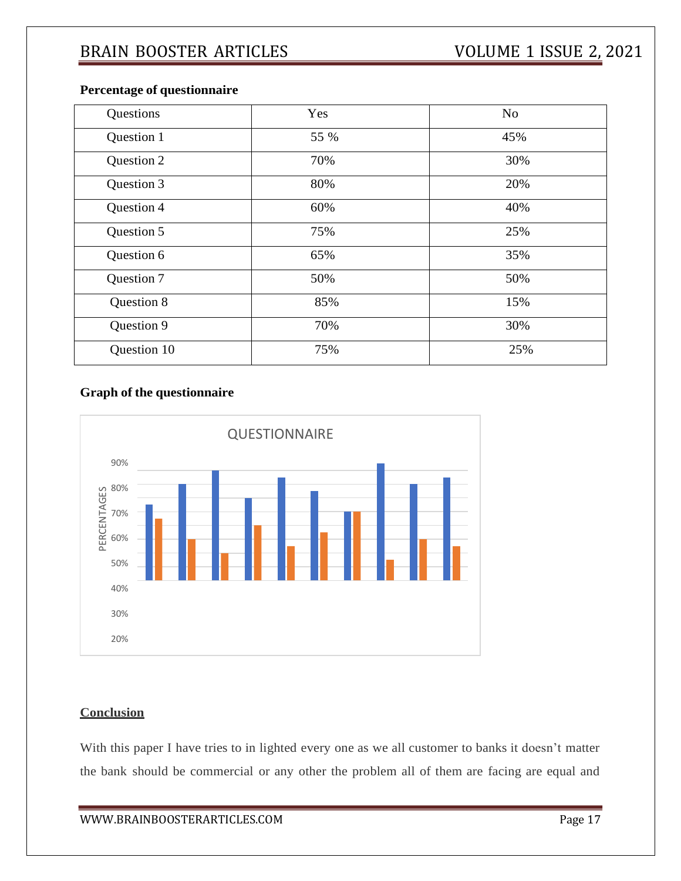**Percentage of questionnaire**

| Questions | Yes | No |
|---|---|---|
| Question 1 | 55 % | 45% |
| Question 2 | 70% | 30% |
| Question 3 | 80% | 20% |
| Question 4 | 60% | 40% |
| Question 5 | 75% | 25% |
| Question 6 | 65% | 35% |
| Question 7 | 50% | 50% |
| Question 8 | 85% | 15% |
| Question 9 | 70% | 30% |
| Question 10 | 75% | 25% |

**Graph of the questionnaire**

QUESTIONNAIRE

PERCENTAGES

90%
80%
70%
60%
50%
40%
30%
20%

## Conclusion

With this paper I have tries to in lighted every one as we all customer to banks it doesn't matter the bank should be commercial or any other the problem all of them are facing are equal and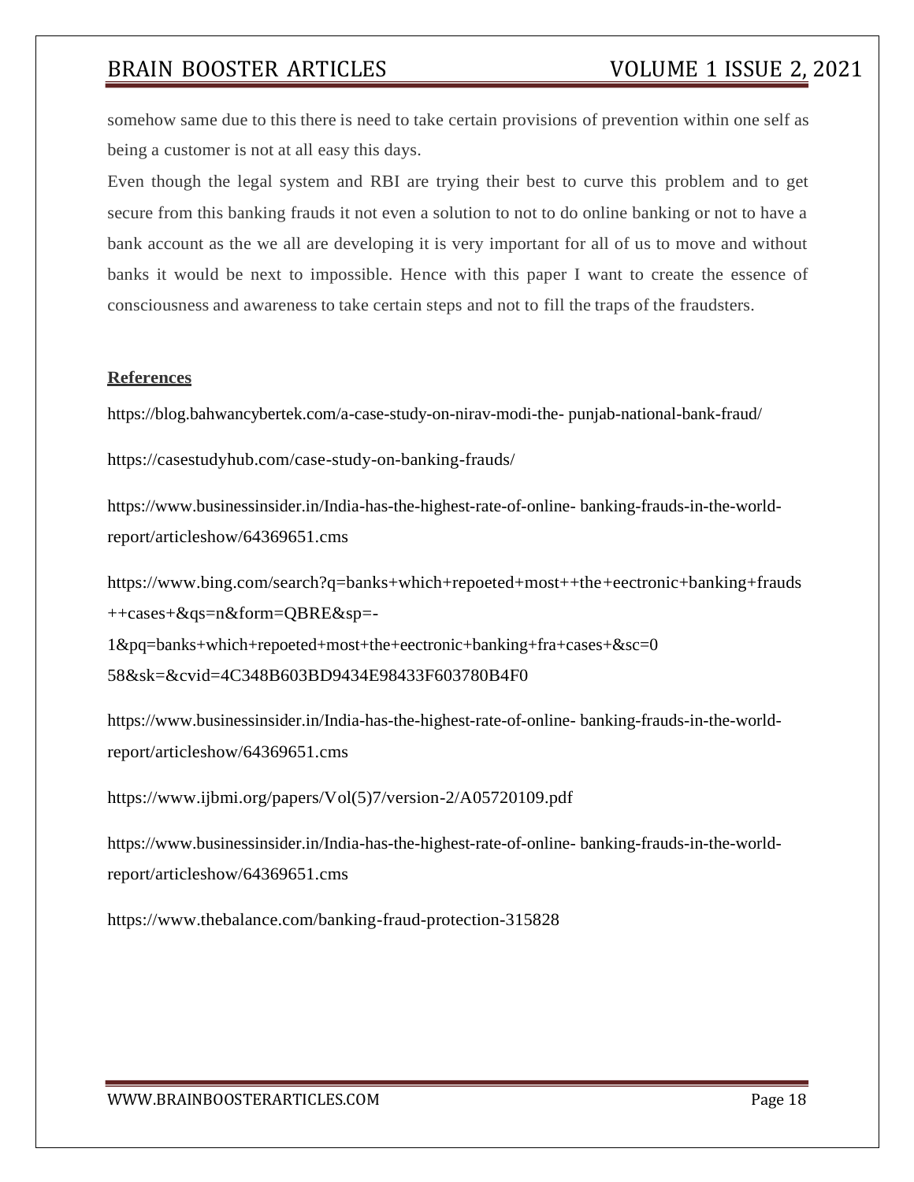somehow same due to this there is need to take certain provisions of prevention within one self as being a customer is not at all easy this days.

Even though the legal system and RBI are trying their best to curve this problem and to get secure from this banking frauds it not even a solution to not to do online banking or not to have a bank account as the we all are developing it is very important for all of us to move and without banks it would be next to impossible. Hence with this paper I want to create the essence of consciousness and awareness to take certain steps and not to fill the traps of the fraudsters.

**References**

https://blog.bahwancybertek.com/a-case-study-on-nirav-modi-the- punjab-national-bank-fraud/

https://casestudyhub.com/case-study-on-banking-frauds/

https://www.businessinsider.in/India-has-the-highest-rate-of-online- banking-frauds-in-the-world-report/articleshow/64369651.cms

https://www.bing.com/search?q=banks+which+repoeted+most++the+eectronic+banking+frauds ++cases+&qs=n&form=QBRE&sp=-1&pq=banks+which+repoeted+most+the+eectronic+banking+fra+cases+&sc=0 58&sk=&cvid=4C348B603BD9434E98433F603780B4F0

https://www.businessinsider.in/India-has-the-highest-rate-of-online- banking-frauds-in-the-world-report/articleshow/64369651.cms

https://www.ijbmi.org/papers/Vol(5)7/version-2/A05720109.pdf

https://www.businessinsider.in/India-has-the-highest-rate-of-online- banking-frauds-in-the-world-report/articleshow/64369651.cms

https://www.thebalance.com/banking-fraud-protection-315828